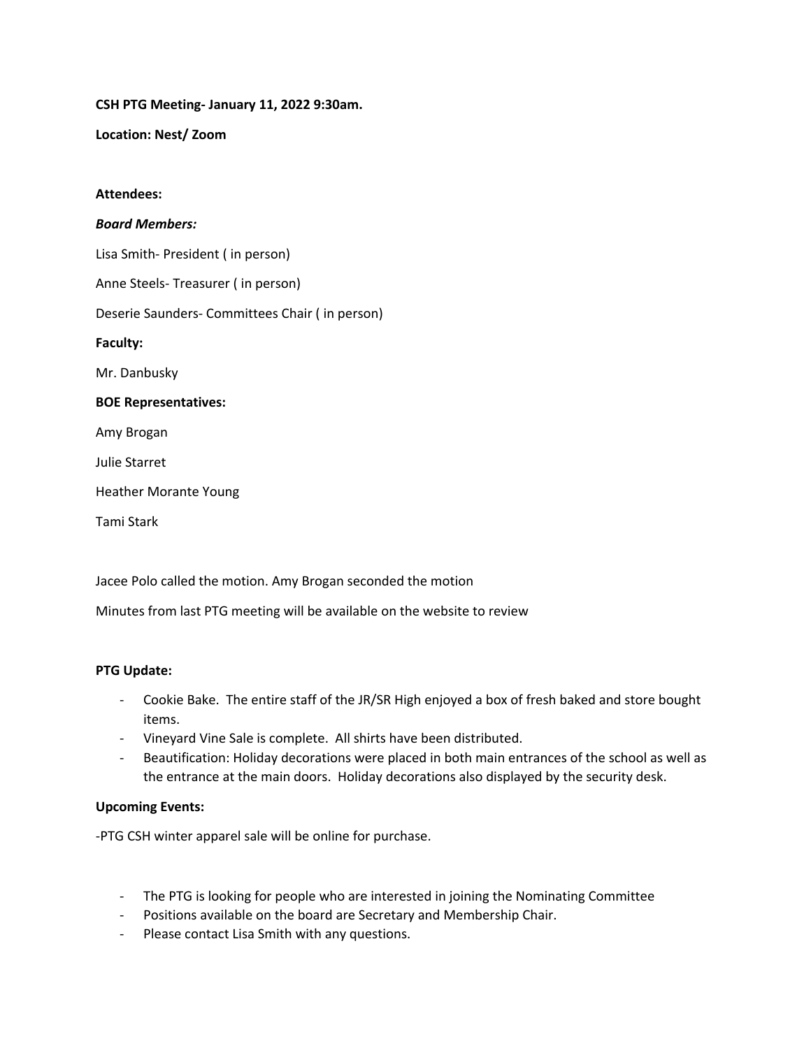**CSH PTG Meeting- January 11, 2022 9:30am.**

**Location: Nest/ Zoom**

**Attendees:**

***Board Members:***

Lisa Smith- President ( in person)

Anne Steels- Treasurer ( in person)

Deserie Saunders- Committees Chair ( in person)

**Faculty:**

Mr. Danbusky

**BOE Representatives:**

Amy Brogan

Julie Starret

Heather Morante Young

Tami Stark

Jacee Polo called the motion. Amy Brogan seconded the motion

Minutes from last PTG meeting will be available on the website to review

**PTG Update:**

- Cookie Bake. The entire staff of the JR/SR High enjoyed a box of fresh baked and store bought items.
- Vineyard Vine Sale is complete. All shirts have been distributed.
- Beautification: Holiday decorations were placed in both main entrances of the school as well as the entrance at the main doors. Holiday decorations also displayed by the security desk.

**Upcoming Events:**

-PTG CSH winter apparel sale will be online for purchase.

- The PTG is looking for people who are interested in joining the Nominating Committee
- Positions available on the board are Secretary and Membership Chair.
- Please contact Lisa Smith with any questions.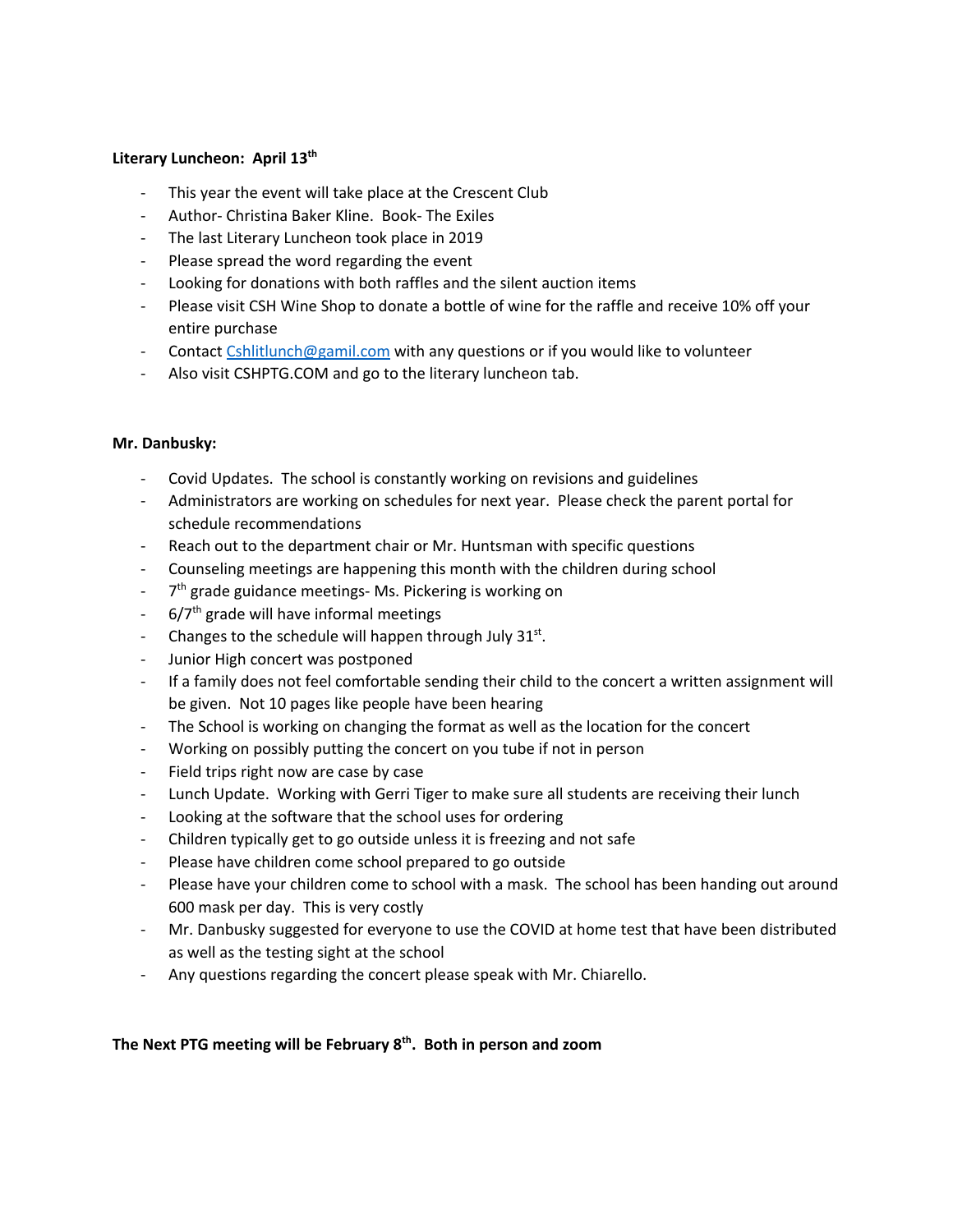**Literary Luncheon: April 13th**

- This year the event will take place at the Crescent Club
- Author- Christina Baker Kline. Book- The Exiles
- The last Literary Luncheon took place in 2019
- Please spread the word regarding the event
- Looking for donations with both raffles and the silent auction items
- Please visit CSH Wine Shop to donate a bottle of wine for the raffle and receive 10% off your entire purchase
- Contact Cshlitlunch@gamil.com with any questions or if you would like to volunteer
- Also visit CSHPTG.COM and go to the literary luncheon tab.

**Mr. Danbusky:**

- Covid Updates. The school is constantly working on revisions and guidelines
- Administrators are working on schedules for next year. Please check the parent portal for schedule recommendations
- Reach out to the department chair or Mr. Huntsman with specific questions
- Counseling meetings are happening this month with the children during school
- 7th grade guidance meetings- Ms. Pickering is working on
- 6/7th grade will have informal meetings
- Changes to the schedule will happen through July 31st.
- Junior High concert was postponed
- If a family does not feel comfortable sending their child to the concert a written assignment will be given. Not 10 pages like people have been hearing
- The School is working on changing the format as well as the location for the concert
- Working on possibly putting the concert on you tube if not in person
- Field trips right now are case by case
- Lunch Update. Working with Gerri Tiger to make sure all students are receiving their lunch
- Looking at the software that the school uses for ordering
- Children typically get to go outside unless it is freezing and not safe
- Please have children come school prepared to go outside
- Please have your children come to school with a mask. The school has been handing out around 600 mask per day. This is very costly
- Mr. Danbusky suggested for everyone to use the COVID at home test that have been distributed as well as the testing sight at the school
- Any questions regarding the concert please speak with Mr. Chiarello.

**The Next PTG meeting will be February 8th. Both in person and zoom**